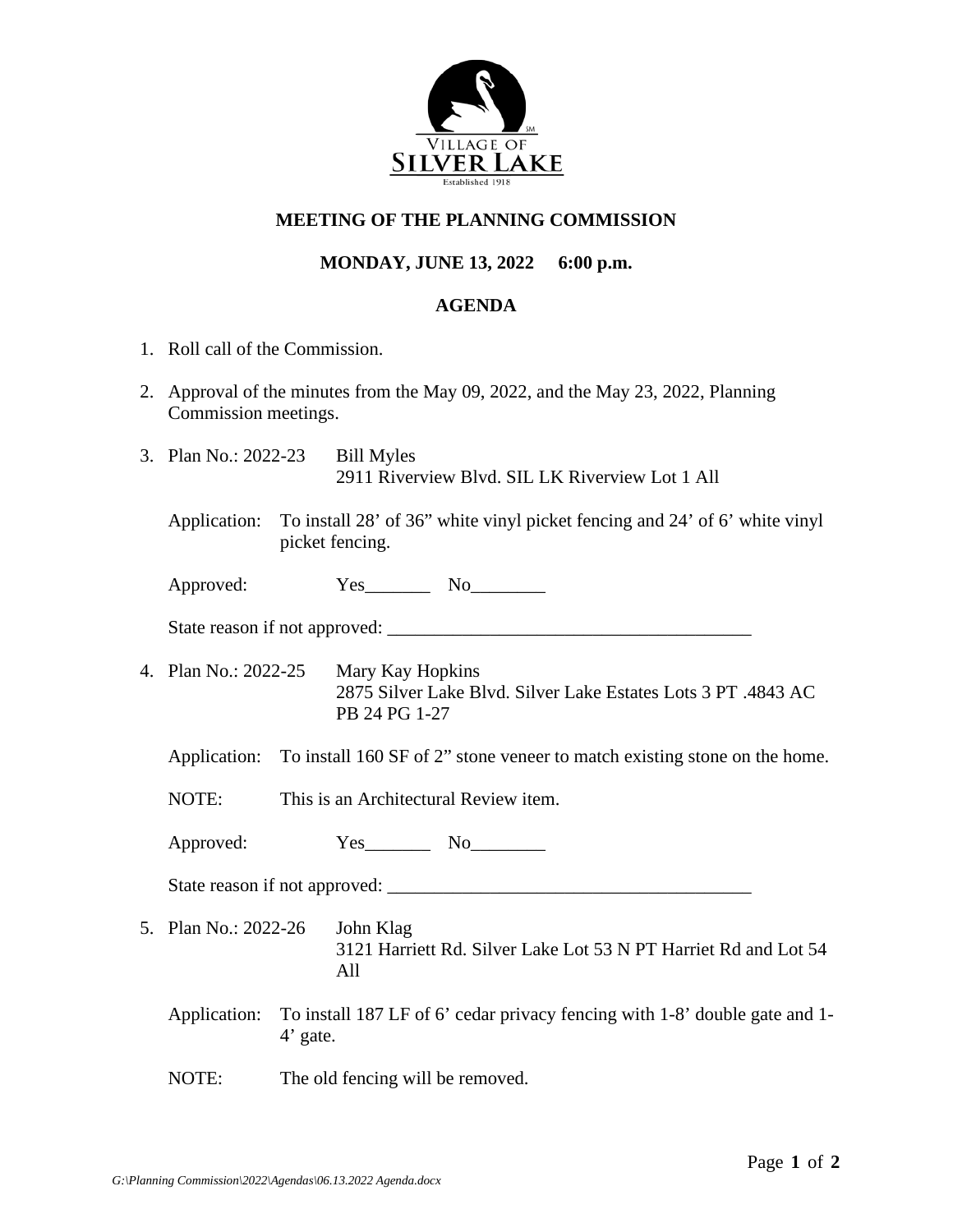VILLAGE OF
SILVER LAKE
Established 1918

## MEETING OF THE PLANNING COMMISSION

### MONDAY, JUNE 13, 2022 6:00 p.m.

### AGENDA

1. Roll call of the Commission.

2. Approval of the minutes from the May 09, 2022, and the May 23, 2022, Planning Commission meetings.

3. Plan No.: 2022-23 Bill Myles
   2911 Riverview Blvd. SIL LK Riverview Lot 1 All

   Application: To install 28' of 36" white vinyl picket fencing and 24' of 6' white vinyl picket fencing.

   Approved: Yes_______ No________

   State reason if not approved: _______________________________________

4. Plan No.: 2022-25 Mary Kay Hopkins
   2875 Silver Lake Blvd. Silver Lake Estates Lots 3 PT .4843 AC PB 24 PG 1-27

   Application: To install 160 SF of 2" stone veneer to match existing stone on the home.

   NOTE: This is an Architectural Review item.

   Approved: Yes_______ No________

   State reason if not approved: _______________________________________

5. Plan No.: 2022-26 John Klag
   3121 Harriett Rd. Silver Lake Lot 53 N PT Harriet Rd and Lot 54 All

   Application: To install 187 LF of 6' cedar privacy fencing with 1-8' double gate and 1-4' gate.

   NOTE: The old fencing will be removed.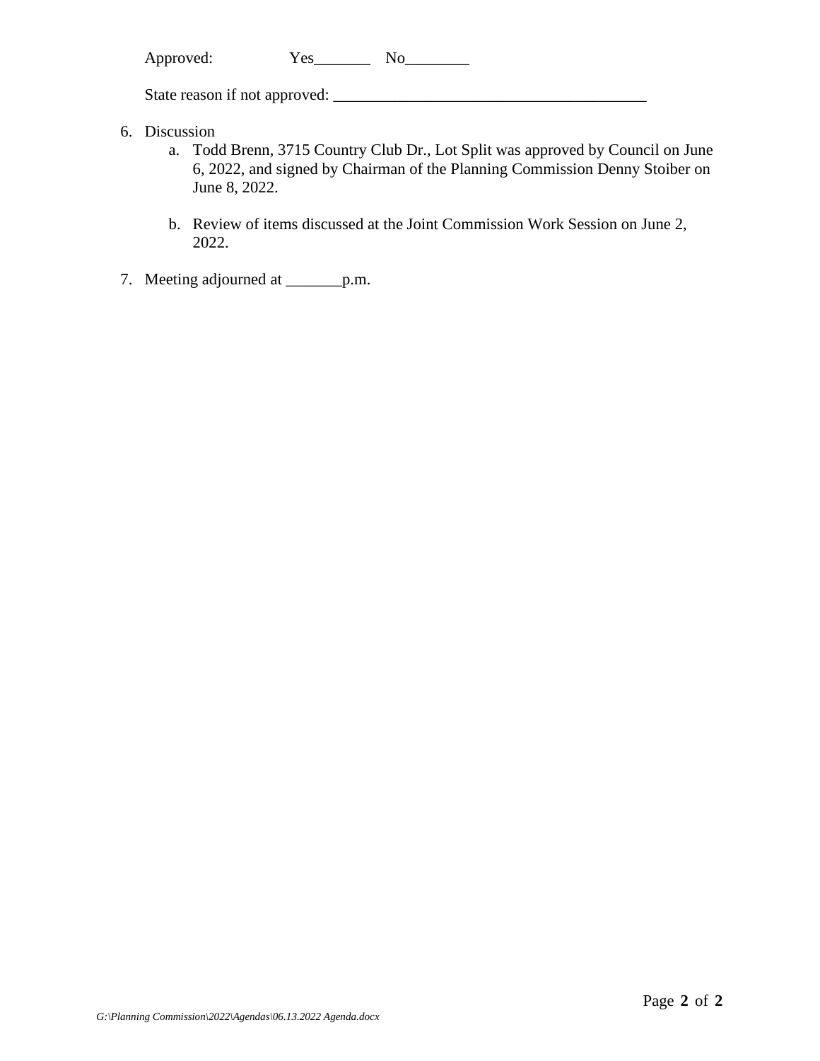Approved: Yes_______ No________

State reason if not approved: ________________________________________

6. Discussion
   a. Todd Brenn, 3715 Country Club Dr., Lot Split was approved by Council on June 6, 2022, and signed by Chairman of the Planning Commission Denny Stoiber on June 8, 2022.

   b. Review of items discussed at the Joint Commission Work Session on June 2, 2022.

7. Meeting adjourned at _______p.m.

*G:\Planning Commission\2022\Agendas\06.13.2022 Agenda.docx*